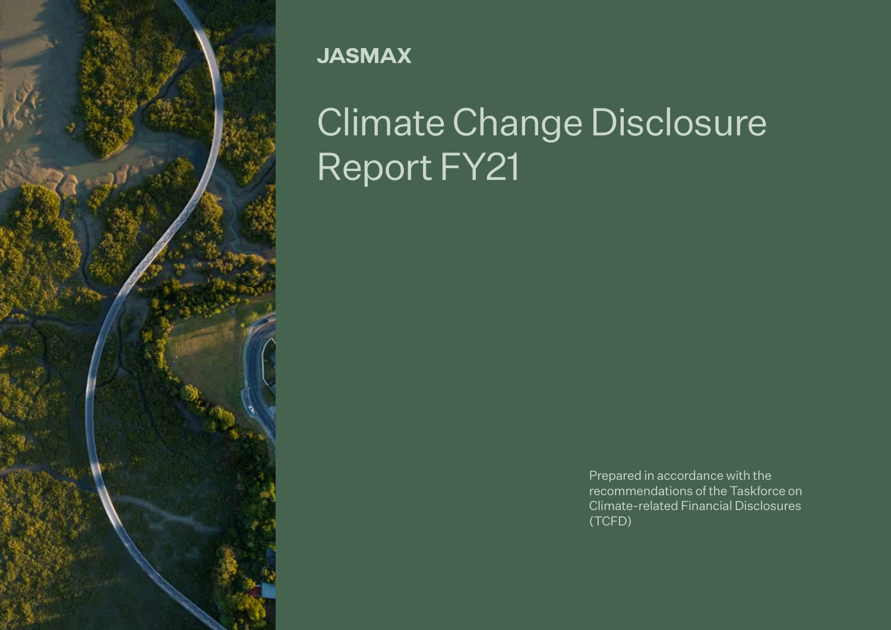JASMAX

# Climate Change Disclosure Report FY21

Prepared in accordance with the recommendations of the Taskforce on Climate-related Financial Disclosures (TCFD)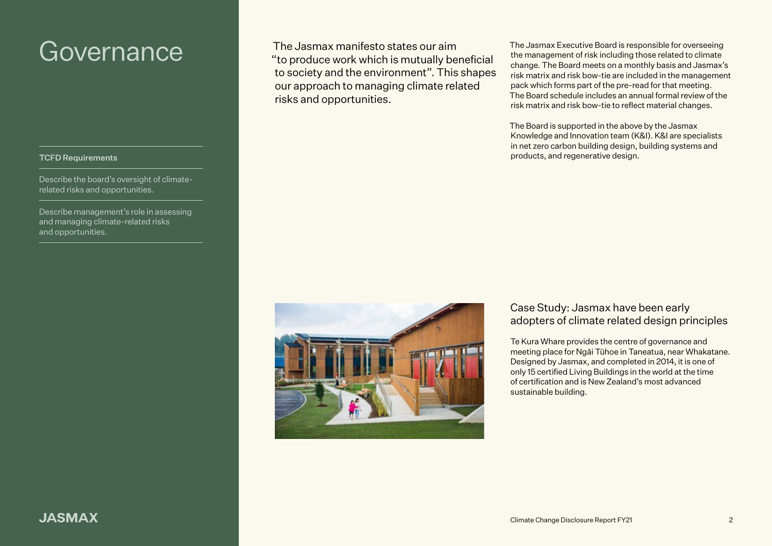# Governance

### TCFD Requirements

Describe the board's oversight of climate-related risks and opportunities.

Describe management's role in assessing and managing climate-related risks and opportunities.

The Jasmax manifesto states our aim "to produce work which is mutually beneficial to society and the environment". This shapes our approach to managing climate related risks and opportunities.

The Jasmax Executive Board is responsible for overseeing the management of risk including those related to climate change. The Board meets on a monthly basis and Jasmax's risk matrix and risk bow-tie are included in the management pack which forms part of the pre-read for that meeting. The Board schedule includes an annual formal review of the risk matrix and risk bow-tie to reflect material changes.

The Board is supported in the above by the Jasmax Knowledge and Innovation team (K&I). K&I are specialists in net zero carbon building design, building systems and products, and regenerative design.

## Case Study: Jasmax have been early adopters of climate related design principles

Te Kura Whare provides the centre of governance and meeting place for Ngāi Tūhoe in Taneatua, near Whakatane. Designed by Jasmax, and completed in 2014, it is one of only 15 certified Living Buildings in the world at the time of certification and is New Zealand's most advanced sustainable building.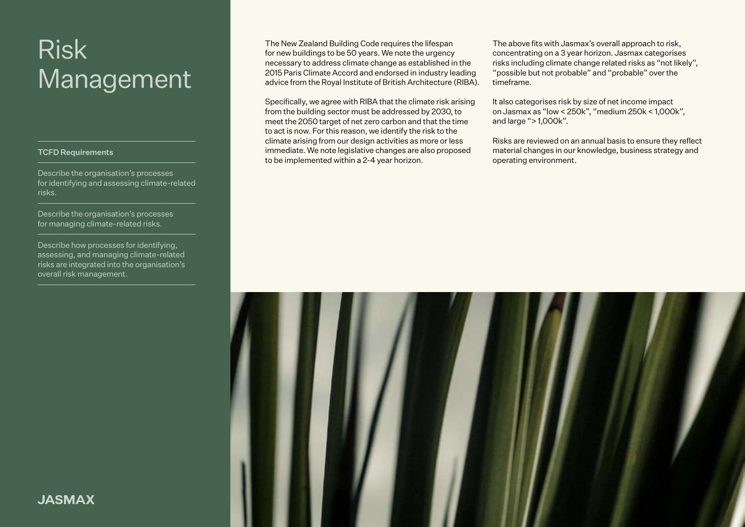# Risk Management

**TCFD Requirements**

Describe the organisation's processes for identifying and assessing climate-related risks.

Describe the organisation's processes for managing climate-related risks.

Describe how processes for identifying, assessing, and managing climate-related risks are integrated into the organisation's overall risk management.

The New Zealand Building Code requires the lifespan for new buildings to be 50 years. We note the urgency necessary to address climate change as established in the 2015 Paris Climate Accord and endorsed in industry leading advice from the Royal Institute of British Architecture (RIBA).

Specifically, we agree with RIBA that the climate risk arising from the building sector must be addressed by 2030, to meet the 2050 target of net zero carbon and that the time to act is now. For this reason, we identify the risk to the climate arising from our design activities as more or less immediate. We note legislative changes are also proposed to be implemented within a 2-4 year horizon.

The above fits with Jasmax's overall approach to risk, concentrating on a 3 year horizon. Jasmax categorises risks including climate change related risks as "not likely", "possible but not probable" and "probable" over the timeframe.

It also categorises risk by size of net income impact on Jasmax as "low < 250k", "medium 250k < 1,000k", and large "> 1,000k".

Risks are reviewed on an annual basis to ensure they reflect material changes in our knowledge, business strategy and operating environment.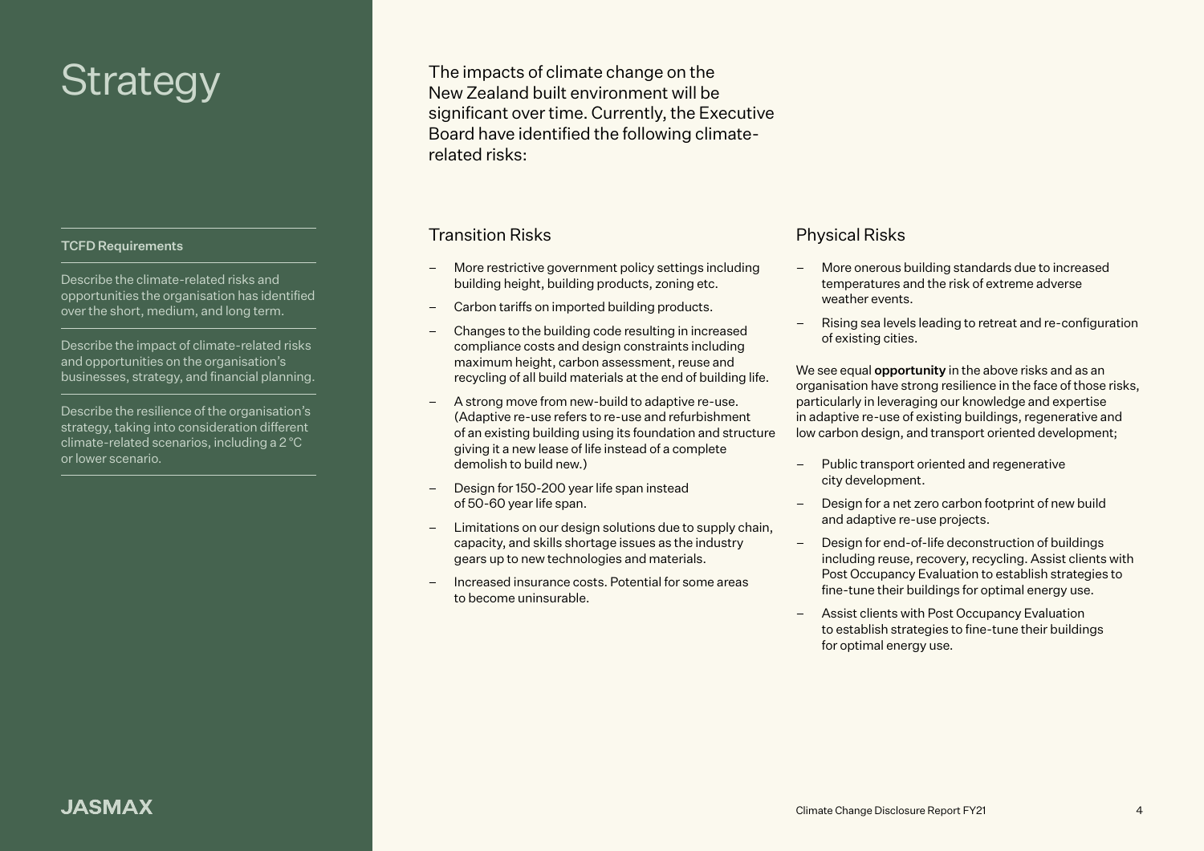# Strategy

**TCFD Requirements**

Describe the climate-related risks and opportunities the organisation has identified over the short, medium, and long term.

Describe the impact of climate-related risks and opportunities on the organisation's businesses, strategy, and financial planning.

Describe the resilience of the organisation's strategy, taking into consideration different climate-related scenarios, including a 2 °C or lower scenario.

The impacts of climate change on the New Zealand built environment will be significant over time. Currently, the Executive Board have identified the following climate-related risks:

## Transition Risks

- More restrictive government policy settings including building height, building products, zoning etc.
- Carbon tariffs on imported building products.
- Changes to the building code resulting in increased compliance costs and design constraints including maximum height, carbon assessment, reuse and recycling of all build materials at the end of building life.
- A strong move from new-build to adaptive re-use. (Adaptive re-use refers to re-use and refurbishment of an existing building using its foundation and structure giving it a new lease of life instead of a complete demolish to build new.)
- Design for 150-200 year life span instead of 50-60 year life span.
- Limitations on our design solutions due to supply chain, capacity, and skills shortage issues as the industry gears up to new technologies and materials.
- Increased insurance costs. Potential for some areas to become uninsurable.

## Physical Risks

- More onerous building standards due to increased temperatures and the risk of extreme adverse weather events.
- Rising sea levels leading to retreat and re-configuration of existing cities.

We see equal **opportunity** in the above risks and as an organisation have strong resilience in the face of those risks, particularly in leveraging our knowledge and expertise in adaptive re-use of existing buildings, regenerative and low carbon design, and transport oriented development;

- Public transport oriented and regenerative city development.
- Design for a net zero carbon footprint of new build and adaptive re-use projects.
- Design for end-of-life deconstruction of buildings including reuse, recovery, recycling. Assist clients with Post Occupancy Evaluation to establish strategies to fine-tune their buildings for optimal energy use.
- Assist clients with Post Occupancy Evaluation to establish strategies to fine-tune their buildings for optimal energy use.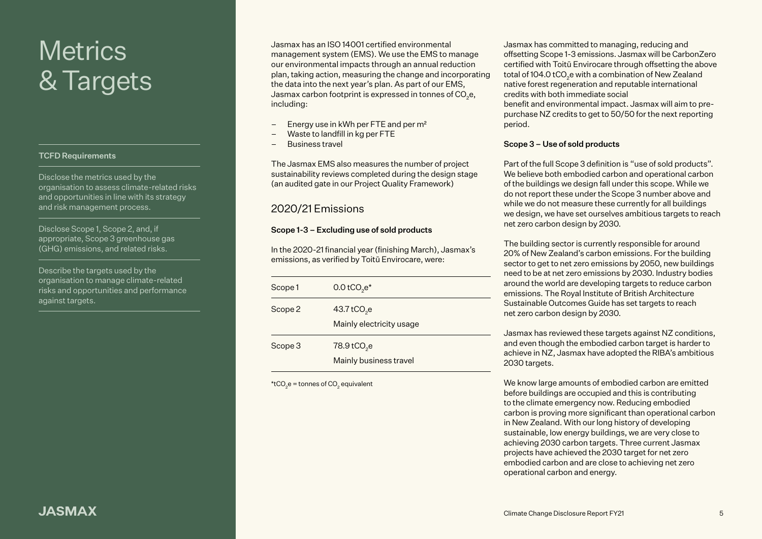# Metrics & Targets

#### TCFD Requirements

Disclose the metrics used by the organisation to assess climate-related risks and opportunities in line with its strategy and risk management process.

Disclose Scope 1, Scope 2, and, if appropriate, Scope 3 greenhouse gas (GHG) emissions, and related risks.

Describe the targets used by the organisation to manage climate-related risks and opportunities and performance against targets.

Jasmax has an ISO 14001 certified environmental management system (EMS). We use the EMS to manage our environmental impacts through an annual reduction plan, taking action, measuring the change and incorporating the data into the next year's plan. As part of our EMS, Jasmax carbon footprint is expressed in tonnes of $CO_2e$, including:

- Energy use in kWh per FTE and per m²
- Waste to landfill in kg per FTE
- Business travel

The Jasmax EMS also measures the number of project sustainability reviews completed during the design stage (an audited gate in our Project Quality Framework)

## 2020/21 Emissions

**Scope 1-3 – Excluding use of sold products**

In the 2020-21 financial year (finishing March), Jasmax's emissions, as verified by Toitū Envirocare, were:

| | |
|---|---|
| Scope 1 | 0.0 $tCO_2e$* |
| Scope 2 | 43.7 $tCO_2e$<br>Mainly electricity usage |
| Scope 3 | 78.9 $tCO_2e$<br>Mainly business travel |

*$tCO_2e$ = tonnes of $CO_2$ equivalent

Jasmax has committed to managing, reducing and offsetting Scope 1-3 emissions. Jasmax will be CarbonZero certified with Toitū Envirocare through offsetting the above total of 104.0 $tCO_2e$ with a combination of New Zealand native forest regeneration and reputable international credits with both immediate social benefit and environmental impact. Jasmax will aim to pre-purchase NZ credits to get to 50/50 for the next reporting period.

**Scope 3 – Use of sold products**

Part of the full Scope 3 definition is "use of sold products". We believe both embodied carbon and operational carbon of the buildings we design fall under this scope. While we do not report these under the Scope 3 number above and while we do not measure these currently for all buildings we design, we have set ourselves ambitious targets to reach net zero carbon design by 2030.

The building sector is currently responsible for around 20% of New Zealand's carbon emissions. For the building sector to get to net zero emissions by 2050, new buildings need to be at net zero emissions by 2030. Industry bodies around the world are developing targets to reduce carbon emissions. The Royal Institute of British Architecture Sustainable Outcomes Guide has set targets to reach net zero carbon design by 2030.

Jasmax has reviewed these targets against NZ conditions, and even though the embodied carbon target is harder to achieve in NZ, Jasmax have adopted the RIBA's ambitious 2030 targets.

We know large amounts of embodied carbon are emitted before buildings are occupied and this is contributing to the climate emergency now. Reducing embodied carbon is proving more significant than operational carbon in New Zealand. With our long history of developing sustainable, low energy buildings, we are very close to achieving 2030 carbon targets. Three current Jasmax projects have achieved the 2030 target for net zero embodied carbon and are close to achieving net zero operational carbon and energy.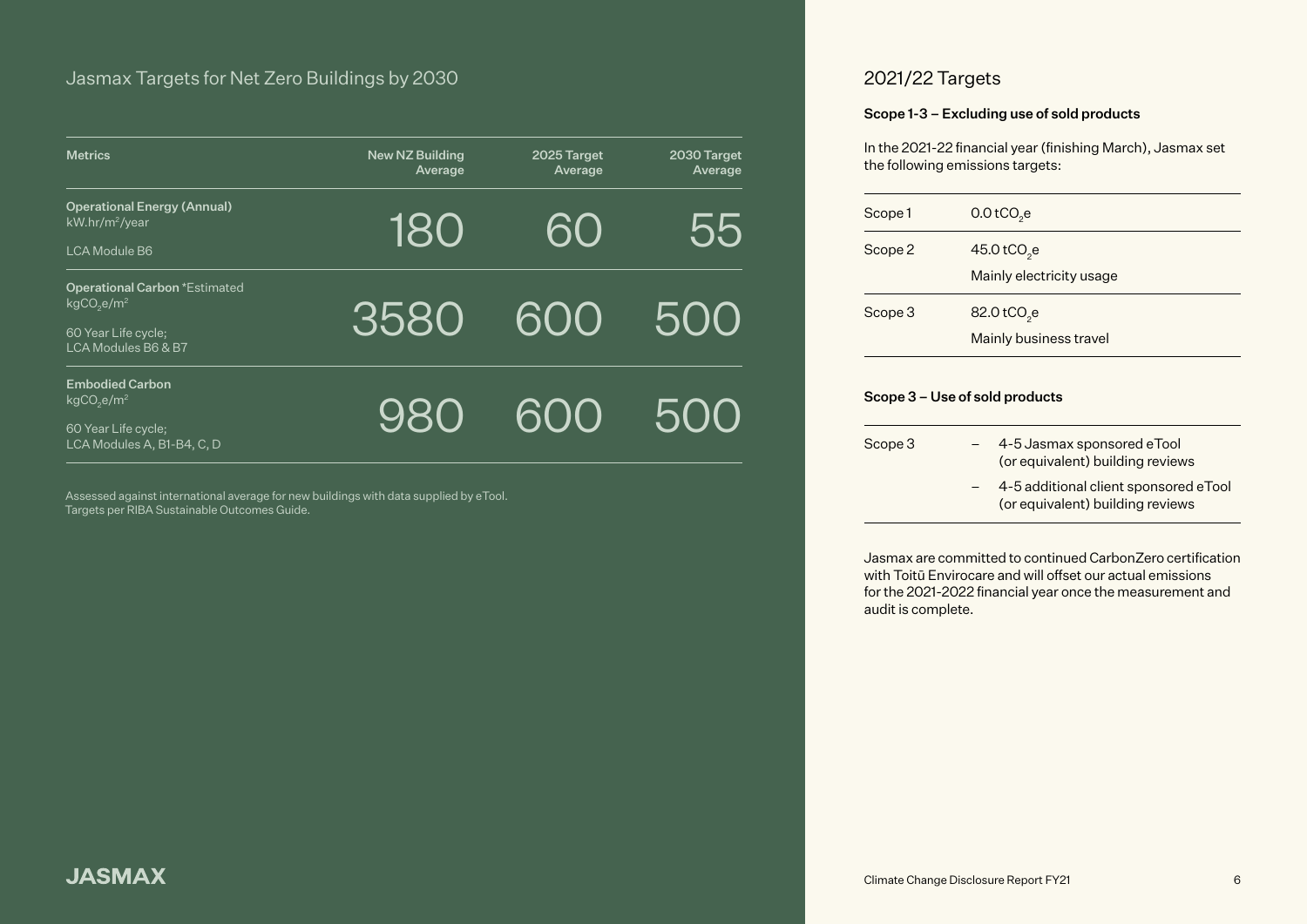## Jasmax Targets for Net Zero Buildings by 2030

| Metrics | New NZ Building Average | 2025 Target Average | 2030 Target Average |
| --- | --- | --- | --- |
| **Operational Energy (Annual)** kW.hr/$m^2$/year<br>LCA Module B6 | 180 | 60 | 55 |
| **Operational Carbon** *Estimated $kgCO_2e/m^2$<br>60 Year Life cycle; LCA Modules B6 & B7 | 3580 | 600 | 500 |
| **Embodied Carbon** $kgCO_2e/m^2$<br>60 Year Life cycle; LCA Modules A, B1-B4, C, D | 980 | 600 | 500 |

Assessed against international average for new buildings with data supplied by eTool.
Targets per RIBA Sustainable Outcomes Guide.

## 2021/22 Targets

**Scope 1-3 – Excluding use of sold products**

In the 2021-22 financial year (finishing March), Jasmax set the following emissions targets:

| | |
| --- | --- |
| Scope 1 | 0.0 $tCO_2e$ |
| Scope 2 | 45.0 $tCO_2e$<br>Mainly electricity usage |
| Scope 3 | 82.0 $tCO_2e$<br>Mainly business travel |

**Scope 3 – Use of sold products**

| | |
| --- | --- |
| Scope 3 | – 4-5 Jasmax sponsored eTool (or equivalent) building reviews<br>– 4-5 additional client sponsored eTool (or equivalent) building reviews |

Jasmax are committed to continued CarbonZero certification with Toitū Envirocare and will offset our actual emissions for the 2021-2022 financial year once the measurement and audit is complete.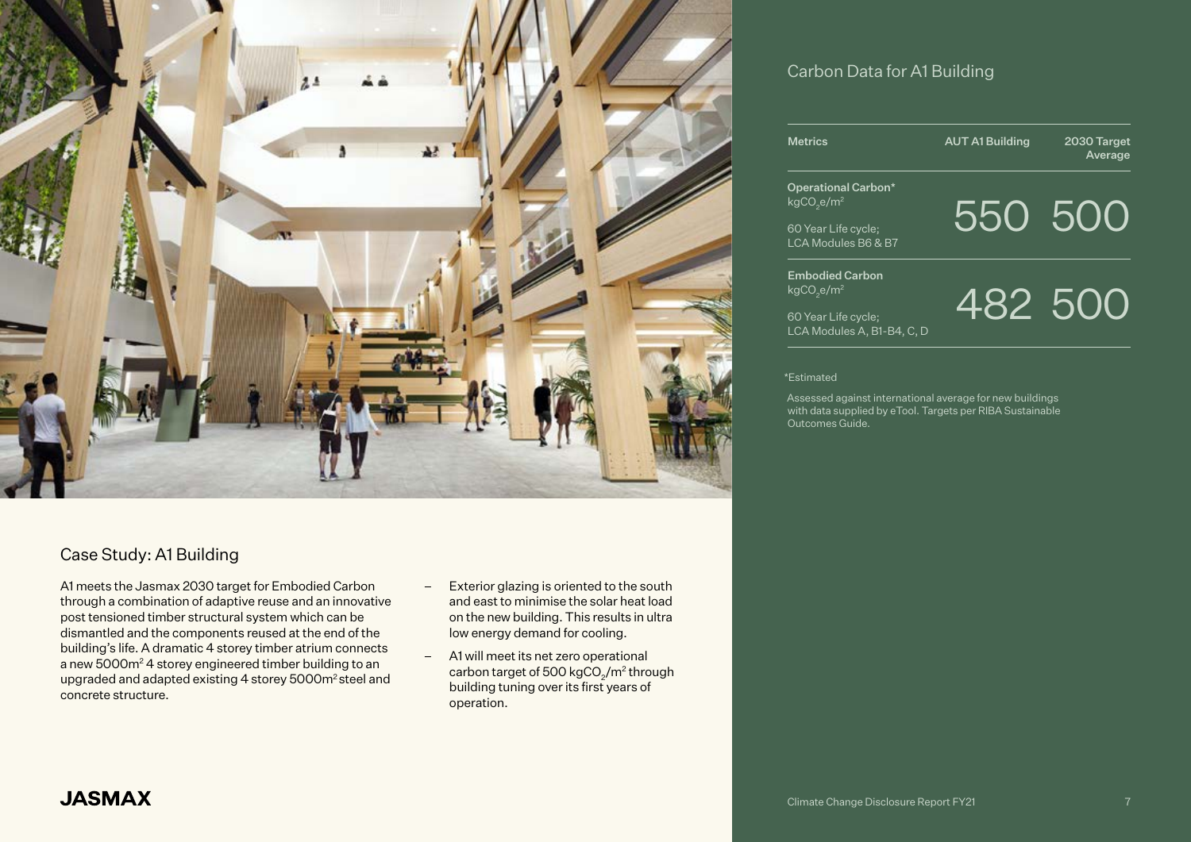## Carbon Data for A1 Building

| Metrics | AUT A1 Building | 2030 Target Average |
|---|---|---|
| **Operational Carbon*** $kgCO_2e/m^2$ 60 Year Life cycle; LCA Modules B6 & B7 | 550 | 500 |
| **Embodied Carbon** $kgCO_2e/m^2$ 60 Year Life cycle; LCA Modules A, B1-B4, C, D | 482 | 500 |

*Estimated

Assessed against international average for new buildings with data supplied by eTool. Targets per RIBA Sustainable Outcomes Guide.

## Case Study: A1 Building

A1 meets the Jasmax 2030 target for Embodied Carbon through a combination of adaptive reuse and an innovative post tensioned timber structural system which can be dismantled and the components reused at the end of the building's life. A dramatic 4 storey timber atrium connects a new 5000m$^2$ 4 storey engineered timber building to an upgraded and adapted existing 4 storey 5000m$^2$ steel and concrete structure.

- Exterior glazing is oriented to the south and east to minimise the solar heat load on the new building. This results in ultra low energy demand for cooling.
- A1 will meet its net zero operational carbon target of 500 $kgCO_2/m^2$ through building tuning over its first years of operation.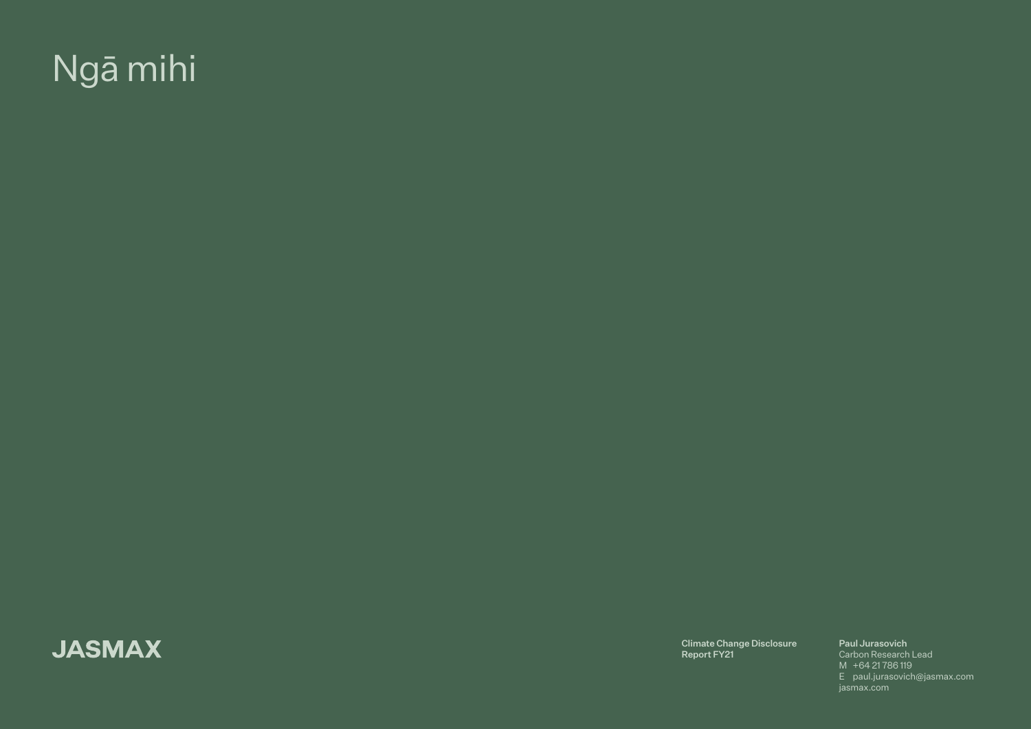# Ngā mihi

**JASMAX**

**Climate Change Disclosure Report FY21**

**Paul Jurasovich**
Carbon Research Lead
M +64 21 786 119
E paul.jurasovich@jasmax.com
jasmax.com